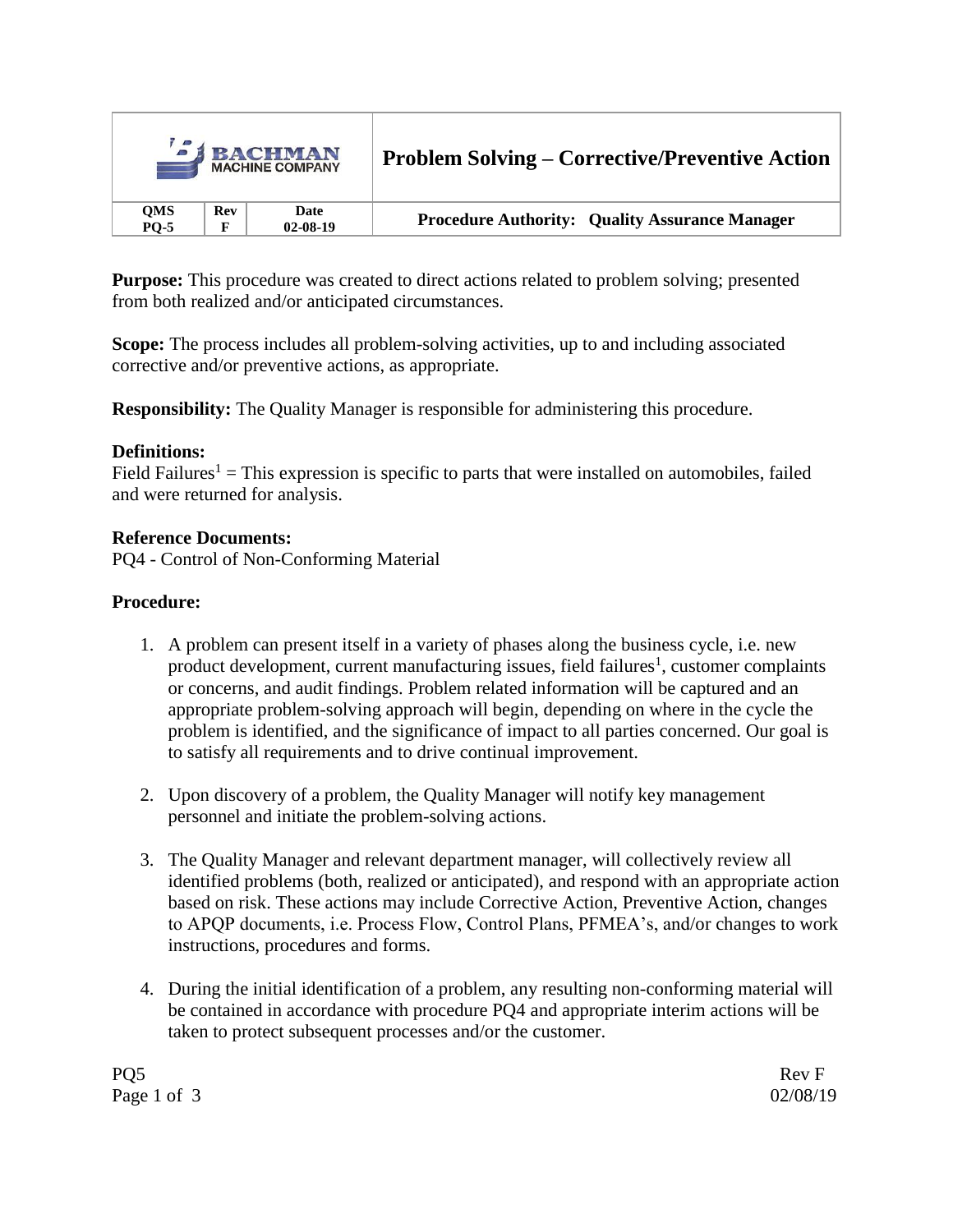| BACHMAN MACHINE COMPANY | | | Problem Solving – Corrective/Preventive Action |
|---|---|---|---|
| **QMS PQ-5** | **Rev F** | **Date 02-08-19** | **Procedure Authority: Quality Assurance Manager** |

**Purpose:** This procedure was created to direct actions related to problem solving; presented from both realized and/or anticipated circumstances.

**Scope:** The process includes all problem-solving activities, up to and including associated corrective and/or preventive actions, as appropriate.

**Responsibility:** The Quality Manager is responsible for administering this procedure.

**Definitions:**
Field Failures[1] = This expression is specific to parts that were installed on automobiles, failed and were returned for analysis.

**Reference Documents:**
PQ4 - Control of Non-Conforming Material

**Procedure:**

1. A problem can present itself in a variety of phases along the business cycle, i.e. new product development, current manufacturing issues, field failures[1], customer complaints or concerns, and audit findings. Problem related information will be captured and an appropriate problem-solving approach will begin, depending on where in the cycle the problem is identified, and the significance of impact to all parties concerned. Our goal is to satisfy all requirements and to drive continual improvement.

2. Upon discovery of a problem, the Quality Manager will notify key management personnel and initiate the problem-solving actions.

3. The Quality Manager and relevant department manager, will collectively review all identified problems (both, realized or anticipated), and respond with an appropriate action based on risk. These actions may include Corrective Action, Preventive Action, changes to APQP documents, i.e. Process Flow, Control Plans, PFMEA's, and/or changes to work instructions, procedures and forms.

4. During the initial identification of a problem, any resulting non-conforming material will be contained in accordance with procedure PQ4 and appropriate interim actions will be taken to protect subsequent processes and/or the customer.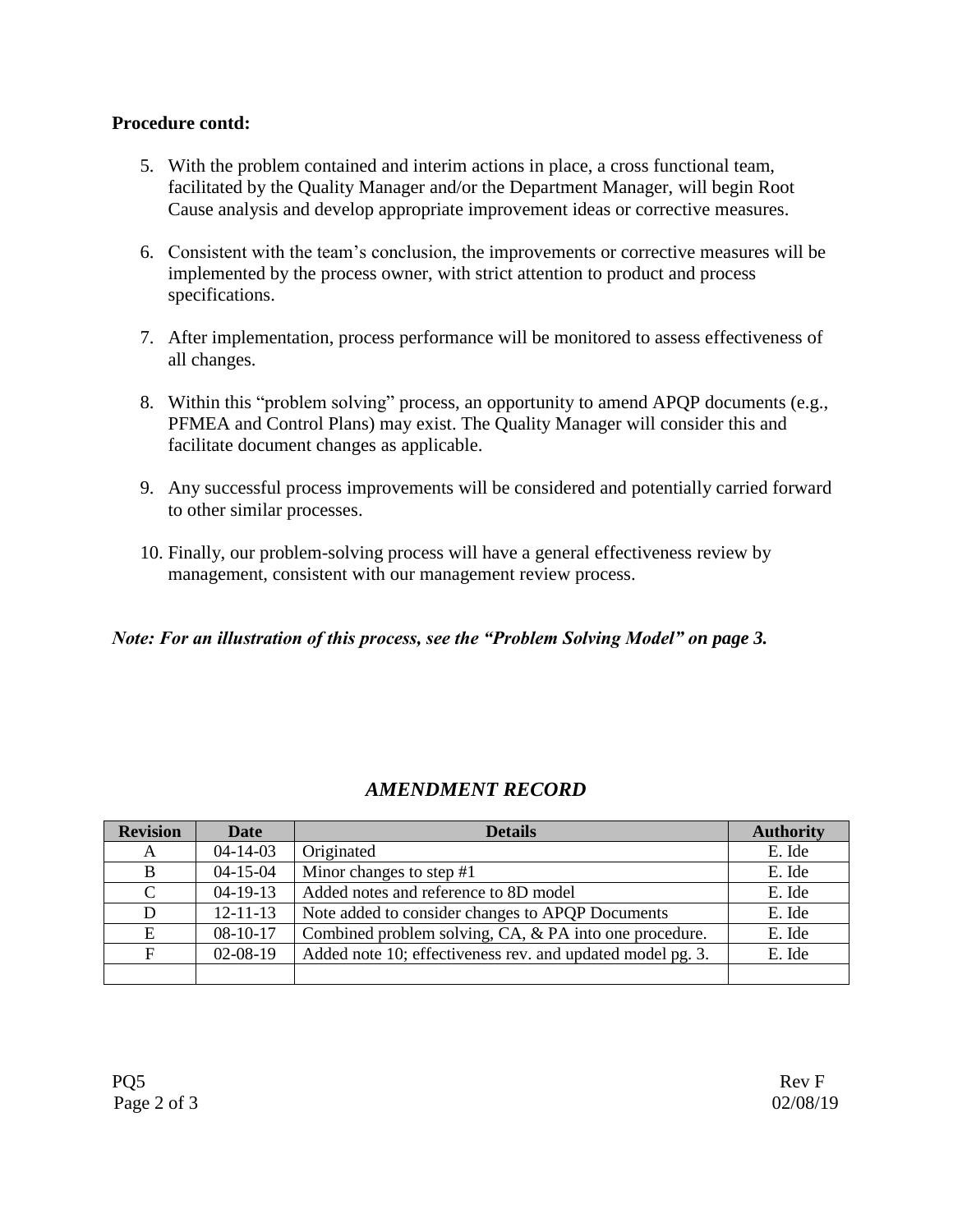**Procedure contd:**

5. With the problem contained and interim actions in place, a cross functional team, facilitated by the Quality Manager and/or the Department Manager, will begin Root Cause analysis and develop appropriate improvement ideas or corrective measures.

6. Consistent with the team's conclusion, the improvements or corrective measures will be implemented by the process owner, with strict attention to product and process specifications.

7. After implementation, process performance will be monitored to assess effectiveness of all changes.

8. Within this "problem solving" process, an opportunity to amend APQP documents (e.g., PFMEA and Control Plans) may exist. The Quality Manager will consider this and facilitate document changes as applicable.

9. Any successful process improvements will be considered and potentially carried forward to other similar processes.

10. Finally, our problem-solving process will have a general effectiveness review by management, consistent with our management review process.

***Note: For an illustration of this process, see the "Problem Solving Model" on page 3.***

## *AMENDMENT RECORD*

| Revision | Date | Details | Authority |
|---|---|---|---|
| A | 04-14-03 | Originated | E. Ide |
| B | 04-15-04 | Minor changes to step #1 | E. Ide |
| C | 04-19-13 | Added notes and reference to 8D model | E. Ide |
| D | 12-11-13 | Note added to consider changes to APQP Documents | E. Ide |
| E | 08-10-17 | Combined problem solving, CA, & PA into one procedure. | E. Ide |
| F | 02-08-19 | Added note 10; effectiveness rev. and updated model pg. 3. | E. Ide |
| | | | |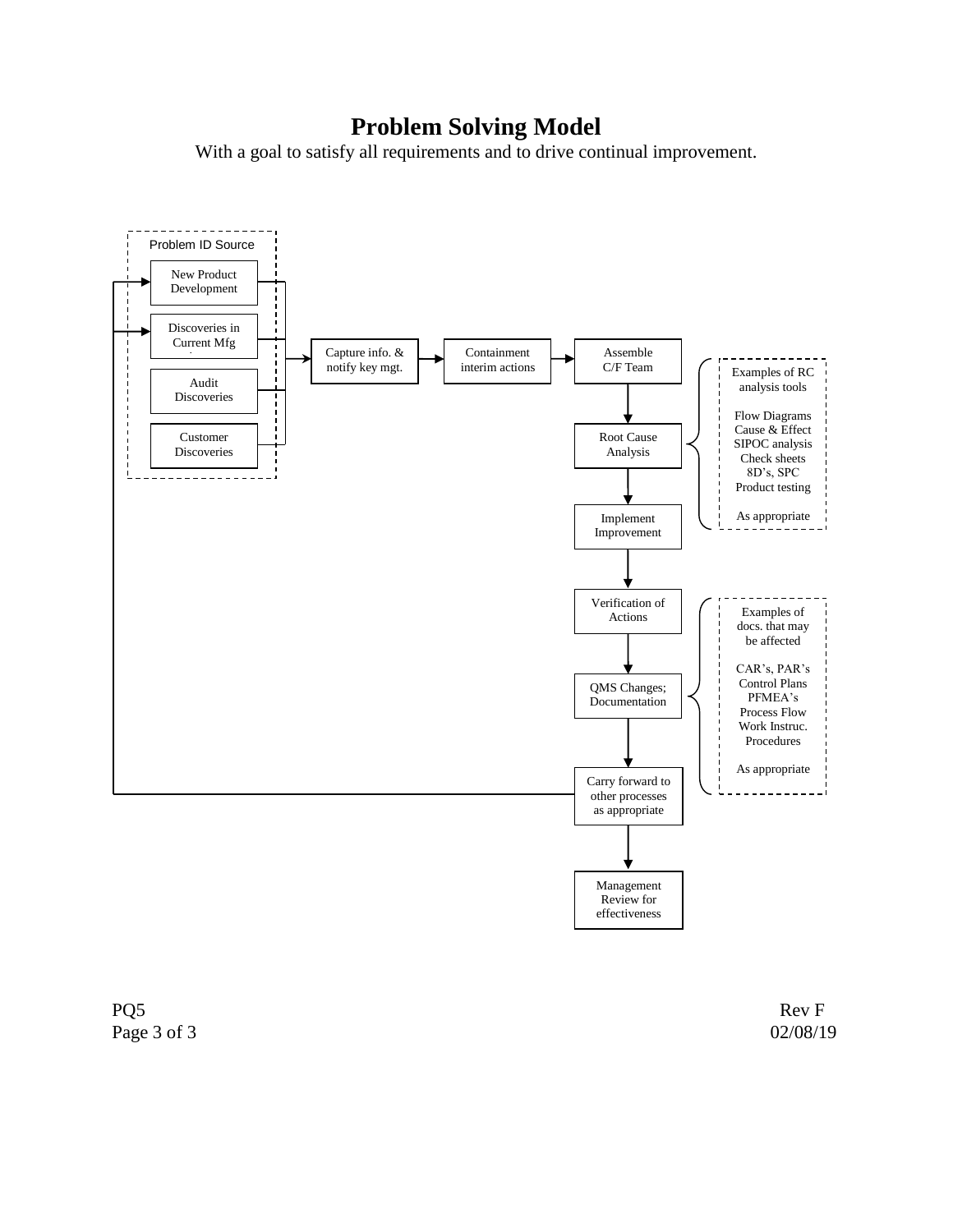# Problem Solving Model

With a goal to satisfy all requirements and to drive continual improvement.

Problem ID Source

New Product Development

Discoveries in Current Mfg

Audit Discoveries

Customer Discoveries

Capture info. & notify key mgt.

Containment interim actions

Assemble C/F Team

Root Cause Analysis

Implement Improvement

Examples of RC analysis tools

Flow Diagrams
Cause & Effect
SIPOC analysis
Check sheets
8D's, SPC
Product testing

As appropriate

Verification of Actions

QMS Changes; Documentation

Carry forward to other processes as appropriate

Examples of docs. that may be affected

CAR's, PAR's
Control Plans
PFMEA's
Process Flow
Work Instruc.
Procedures

As appropriate

Management Review for effectiveness

PQ5

Rev F
02/08/19